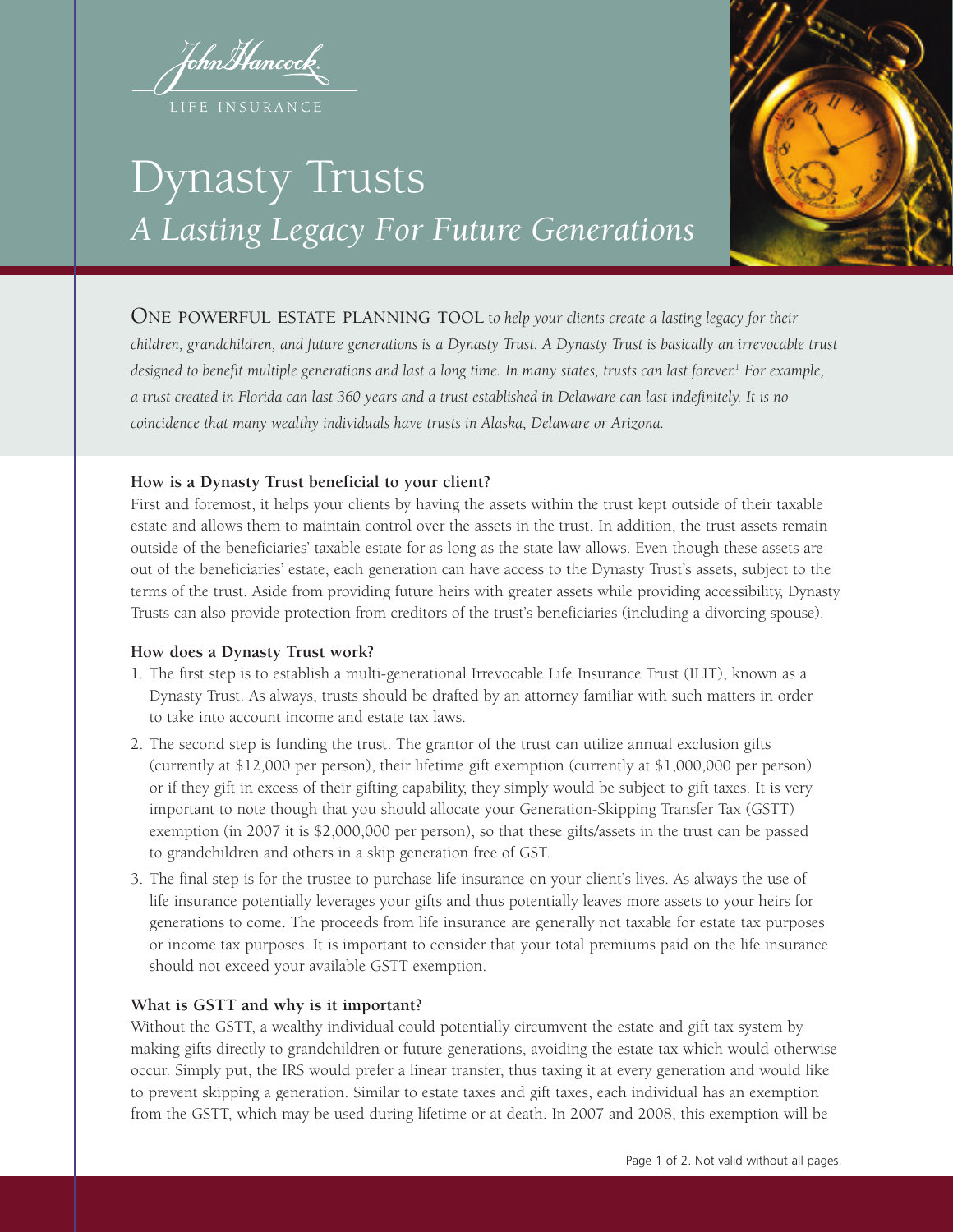John Hancock
LIFE INSURANCE

# Dynasty Trusts

## *A Lasting Legacy For Future Generations*

ONE POWERFUL ESTATE PLANNING TOOL *to help your clients create a lasting legacy for their children, grandchildren, and future generations is a Dynasty Trust. A Dynasty Trust is basically an irrevocable trust designed to benefit multiple generations and last a long time. In many states, trusts can last forever.[1] For example, a trust created in Florida can last 360 years and a trust established in Delaware can last indefinitely. It is no coincidence that many wealthy individuals have trusts in Alaska, Delaware or Arizona.*

**How is a Dynasty Trust beneficial to your client?**

First and foremost, it helps your clients by having the assets within the trust kept outside of their taxable estate and allows them to maintain control over the assets in the trust. In addition, the trust assets remain outside of the beneficiaries' taxable estate for as long as the state law allows. Even though these assets are out of the beneficiaries' estate, each generation can have access to the Dynasty Trust's assets, subject to the terms of the trust. Aside from providing future heirs with greater assets while providing accessibility, Dynasty Trusts can also provide protection from creditors of the trust's beneficiaries (including a divorcing spouse).

**How does a Dynasty Trust work?**

1. The first step is to establish a multi-generational Irrevocable Life Insurance Trust (ILIT), known as a Dynasty Trust. As always, trusts should be drafted by an attorney familiar with such matters in order to take into account income and estate tax laws.
2. The second step is funding the trust. The grantor of the trust can utilize annual exclusion gifts (currently at $12,000 per person), their lifetime gift exemption (currently at $1,000,000 per person) or if they gift in excess of their gifting capability, they simply would be subject to gift taxes. It is very important to note though that you should allocate your Generation-Skipping Transfer Tax (GSTT) exemption (in 2007 it is $2,000,000 per person), so that these gifts/assets in the trust can be passed to grandchildren and others in a skip generation free of GST.
3. The final step is for the trustee to purchase life insurance on your client's lives. As always the use of life insurance potentially leverages your gifts and thus potentially leaves more assets to your heirs for generations to come. The proceeds from life insurance are generally not taxable for estate tax purposes or income tax purposes. It is important to consider that your total premiums paid on the life insurance should not exceed your available GSTT exemption.

**What is GSTT and why is it important?**

Without the GSTT, a wealthy individual could potentially circumvent the estate and gift tax system by making gifts directly to grandchildren or future generations, avoiding the estate tax which would otherwise occur. Simply put, the IRS would prefer a linear transfer, thus taxing it at every generation and would like to prevent skipping a generation. Similar to estate taxes and gift taxes, each individual has an exemption from the GSTT, which may be used during lifetime or at death. In 2007 and 2008, this exemption will be

Page 1 of 2. Not valid without all pages.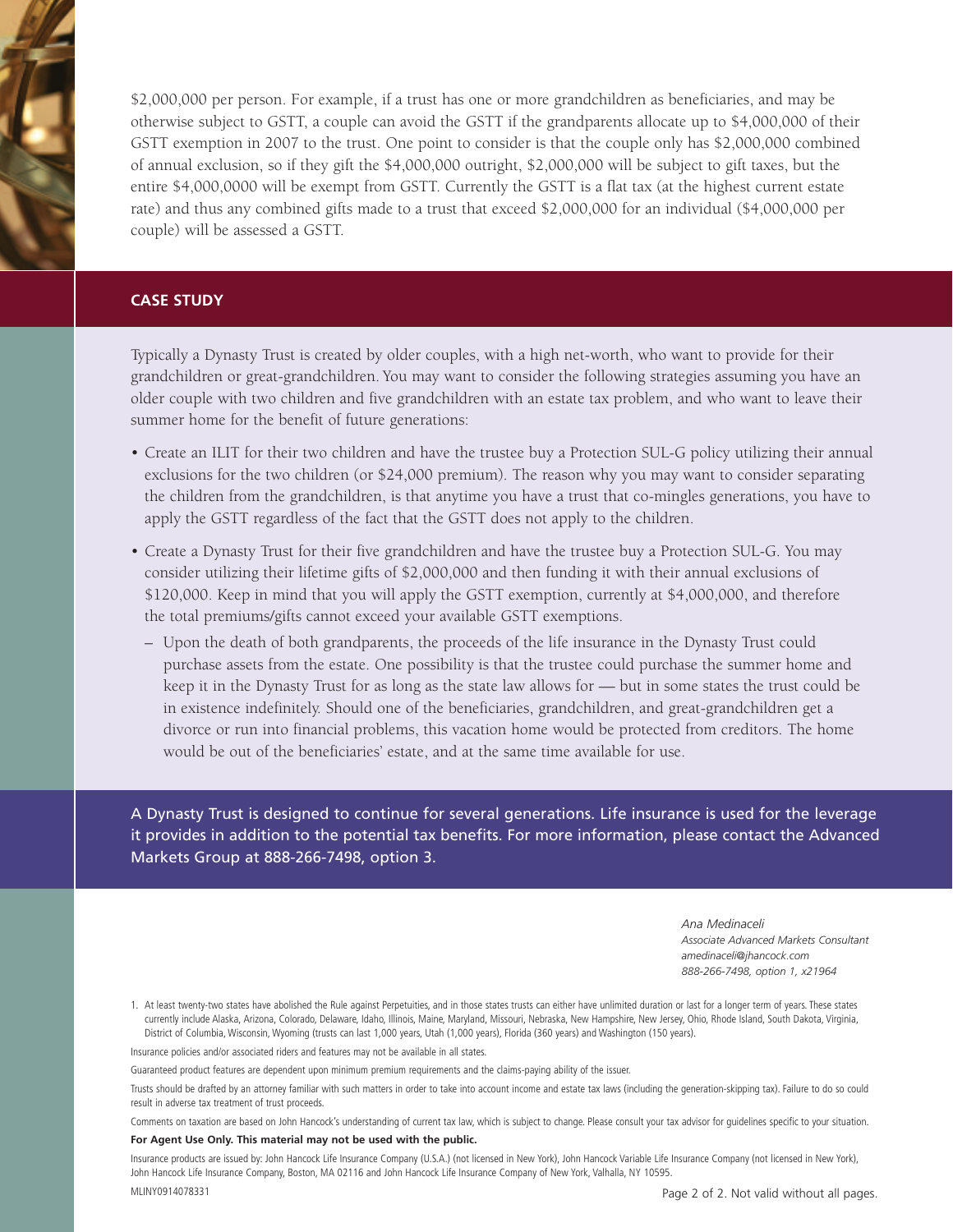$2,000,000 per person. For example, if a trust has one or more grandchildren as beneficiaries, and may be otherwise subject to GSTT, a couple can avoid the GSTT if the grandparents allocate up to $4,000,000 of their GSTT exemption in 2007 to the trust. One point to consider is that the couple only has $2,000,000 combined of annual exclusion, so if they gift the $4,000,000 outright, $2,000,000 will be subject to gift taxes, but the entire $4,000,0000 will be exempt from GSTT. Currently the GSTT is a flat tax (at the highest current estate rate) and thus any combined gifts made to a trust that exceed $2,000,000 for an individual ($4,000,000 per couple) will be assessed a GSTT.

## CASE STUDY

Typically a Dynasty Trust is created by older couples, with a high net-worth, who want to provide for their grandchildren or great-grandchildren. You may want to consider the following strategies assuming you have an older couple with two children and five grandchildren with an estate tax problem, and who want to leave their summer home for the benefit of future generations:

- Create an ILIT for their two children and have the trustee buy a Protection SUL-G policy utilizing their annual exclusions for the two children (or $24,000 premium). The reason why you may want to consider separating the children from the grandchildren, is that anytime you have a trust that co-mingles generations, you have to apply the GSTT regardless of the fact that the GSTT does not apply to the children.
- Create a Dynasty Trust for their five grandchildren and have the trustee buy a Protection SUL-G. You may consider utilizing their lifetime gifts of $2,000,000 and then funding it with their annual exclusions of $120,000. Keep in mind that you will apply the GSTT exemption, currently at $4,000,000, and therefore the total premiums/gifts cannot exceed your available GSTT exemptions.
  - Upon the death of both grandparents, the proceeds of the life insurance in the Dynasty Trust could purchase assets from the estate. One possibility is that the trustee could purchase the summer home and keep it in the Dynasty Trust for as long as the state law allows for — but in some states the trust could be in existence indefinitely. Should one of the beneficiaries, grandchildren, and great-grandchildren get a divorce or run into financial problems, this vacation home would be protected from creditors. The home would be out of the beneficiaries' estate, and at the same time available for use.

A Dynasty Trust is designed to continue for several generations. Life insurance is used for the leverage it provides in addition to the potential tax benefits. For more information, please contact the Advanced Markets Group at 888-266-7498, option 3.

*Ana Medinaceli*
*Associate Advanced Markets Consultant*
*amedinaceli@jhancock.com*
*888-266-7498, option 1, x21964*

1. At least twenty-two states have abolished the Rule against Perpetuities, and in those states trusts can either have unlimited duration or last for a longer term of years. These states currently include Alaska, Arizona, Colorado, Delaware, Idaho, Illinois, Maine, Maryland, Missouri, Nebraska, New Hampshire, New Jersey, Ohio, Rhode Island, South Dakota, Virginia, District of Columbia, Wisconsin, Wyoming (trusts can last 1,000 years, Utah (1,000 years), Florida (360 years) and Washington (150 years).

Insurance policies and/or associated riders and features may not be available in all states.

Guaranteed product features are dependent upon minimum premium requirements and the claims-paying ability of the issuer.

Trusts should be drafted by an attorney familiar with such matters in order to take into account income and estate tax laws (including the generation-skipping tax). Failure to do so could result in adverse tax treatment of trust proceeds.

Comments on taxation are based on John Hancock's understanding of current tax law, which is subject to change. Please consult your tax advisor for guidelines specific to your situation.

**For Agent Use Only. This material may not be used with the public.**

Insurance products are issued by: John Hancock Life Insurance Company (U.S.A.) (not licensed in New York), John Hancock Variable Life Insurance Company (not licensed in New York), John Hancock Life Insurance Company, Boston, MA 02116 and John Hancock Life Insurance Company of New York, Valhalla, NY 10595.

MLINY0914078331

Not valid without all pages.